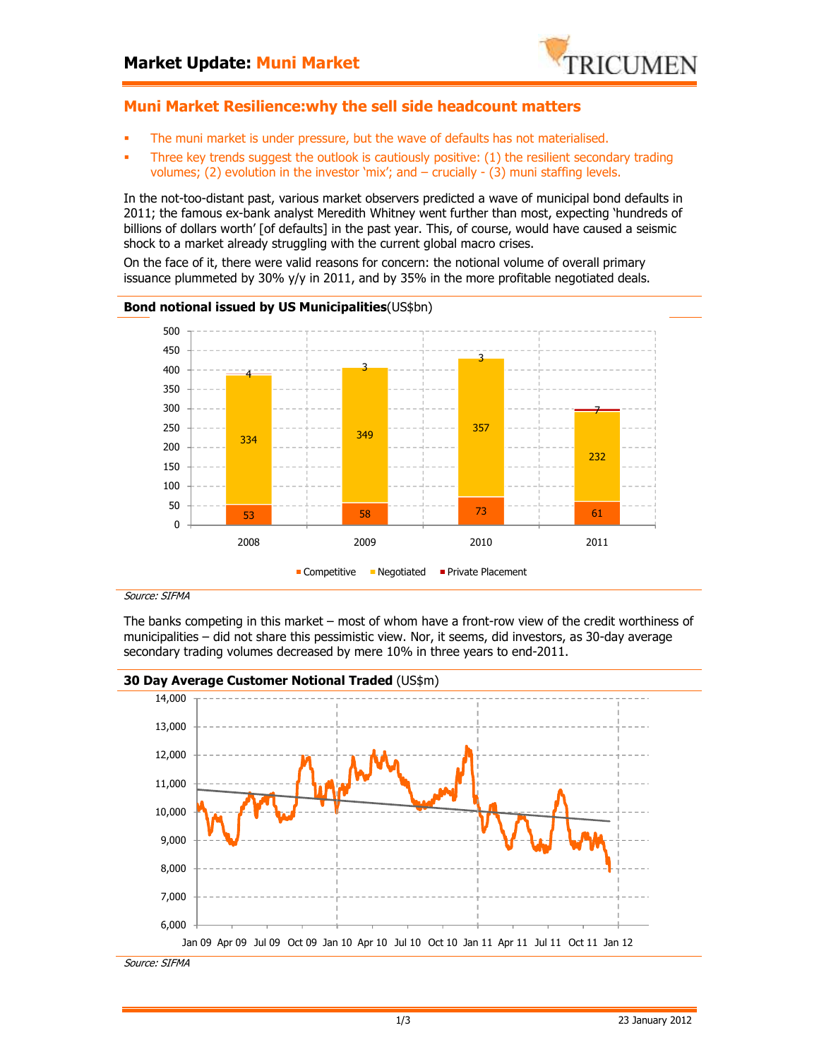# Market Update: Muni Market

## Muni Market Resilience:why the sell side headcount matters

- The muni market is under pressure, but the wave of defaults has not materialised.
- Three key trends suggest the outlook is cautiously positive: (1) the resilient secondary trading volumes; (2) evolution in the investor 'mix'; and – crucially - (3) muni staffing levels.

In the not-too-distant past, various market observers predicted a wave of municipal bond defaults in 2011; the famous ex-bank analyst Meredith Whitney went further than most, expecting 'hundreds of billions of dollars worth' [of defaults] in the past year. This, of course, would have caused a seismic shock to a market already struggling with the current global macro crises.

On the face of it, there were valid reasons for concern: the notional volume of overall primary issuance plummeted by 30% y/y in 2011, and by 35% in the more profitable negotiated deals.

**Bond notional issued by US Municipalities**(US$bn)

| | 2008 | 2009 | 2010 | 2011 |
|---|---|---|---|---|
| Competitive | 53 | 58 | 73 | 61 |
| Negotiated | 334 | 349 | 357 | 232 |
| Private Placement | 4 | 3 | 3 | 7 |

*Source: SIFMA*

The banks competing in this market – most of whom have a front-row view of the credit worthiness of municipalities – did not share this pessimistic view. Nor, it seems, did investors, as 30-day average secondary trading volumes decreased by mere 10% in three years to end-2011.

**30 Day Average Customer Notional Traded** (US$m)

*Source: SIFMA*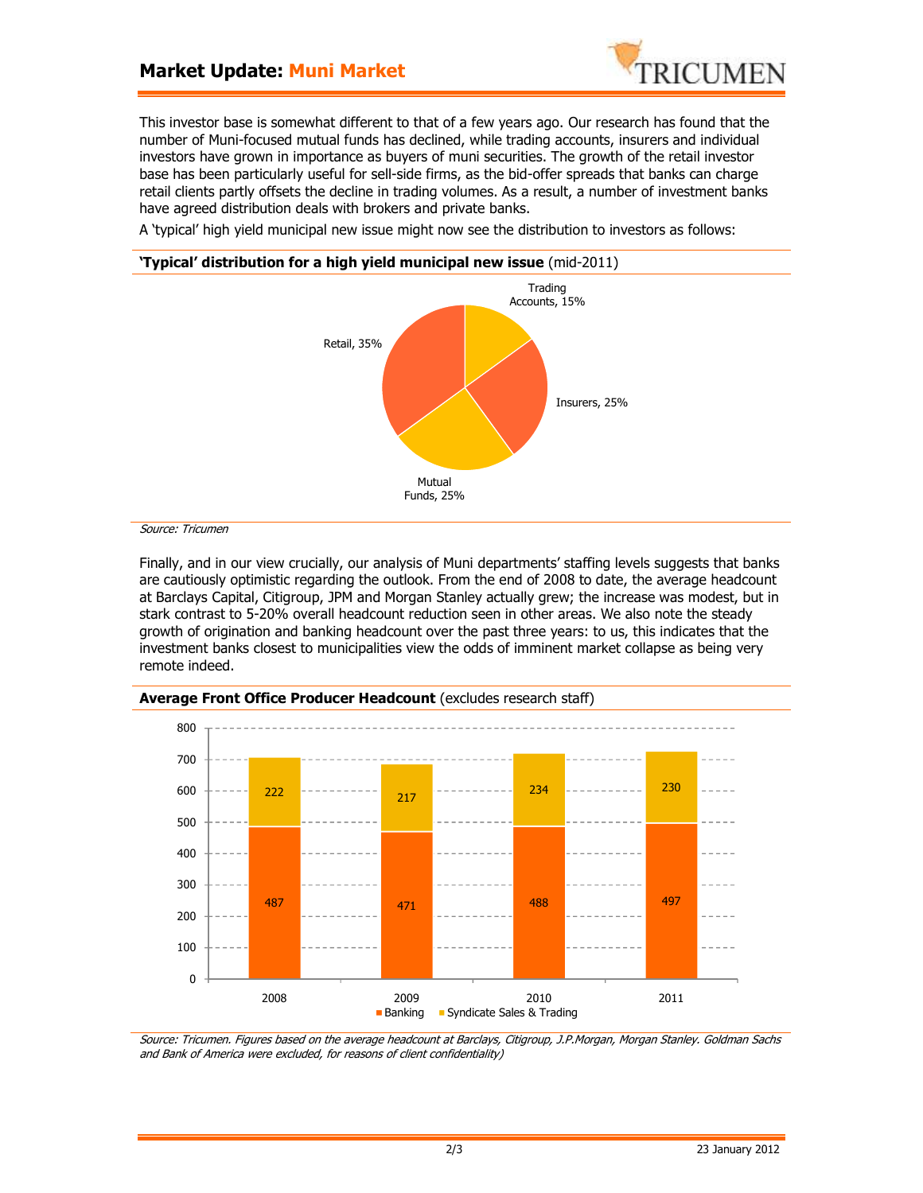This investor base is somewhat different to that of a few years ago. Our research has found that the number of Muni-focused mutual funds has declined, while trading accounts, insurers and individual investors have grown in importance as buyers of muni securities. The growth of the retail investor base has been particularly useful for sell-side firms, as the bid-offer spreads that banks can charge retail clients partly offsets the decline in trading volumes. As a result, a number of investment banks have agreed distribution deals with brokers and private banks.

A 'typical' high yield municipal new issue might now see the distribution to investors as follows:

**'Typical' distribution for a high yield municipal new issue** (mid-2011)

| Investor | Share |
|---|---|
| Trading Accounts | 15% |
| Insurers | 25% |
| Mutual Funds | 25% |
| Retail | 35% |

*Source: Tricumen*

Finally, and in our view crucially, our analysis of Muni departments' staffing levels suggests that banks are cautiously optimistic regarding the outlook. From the end of 2008 to date, the average headcount at Barclays Capital, Citigroup, JPM and Morgan Stanley actually grew; the increase was modest, but in stark contrast to 5-20% overall headcount reduction seen in other areas. We also note the steady growth of origination and banking headcount over the past three years: to us, this indicates that the investment banks closest to municipalities view the odds of imminent market collapse as being very remote indeed.

**Average Front Office Producer Headcount** (excludes research staff)

| Year | Banking | Syndicate Sales & Trading |
|---|---|---|
| 2008 | 487 | 222 |
| 2009 | 471 | 217 |
| 2010 | 488 | 234 |
| 2011 | 497 | 230 |

*Source: Tricumen. Figures based on the average headcount at Barclays, Citigroup, J.P.Morgan, Morgan Stanley. Goldman Sachs and Bank of America were excluded, for reasons of client confidentiality)*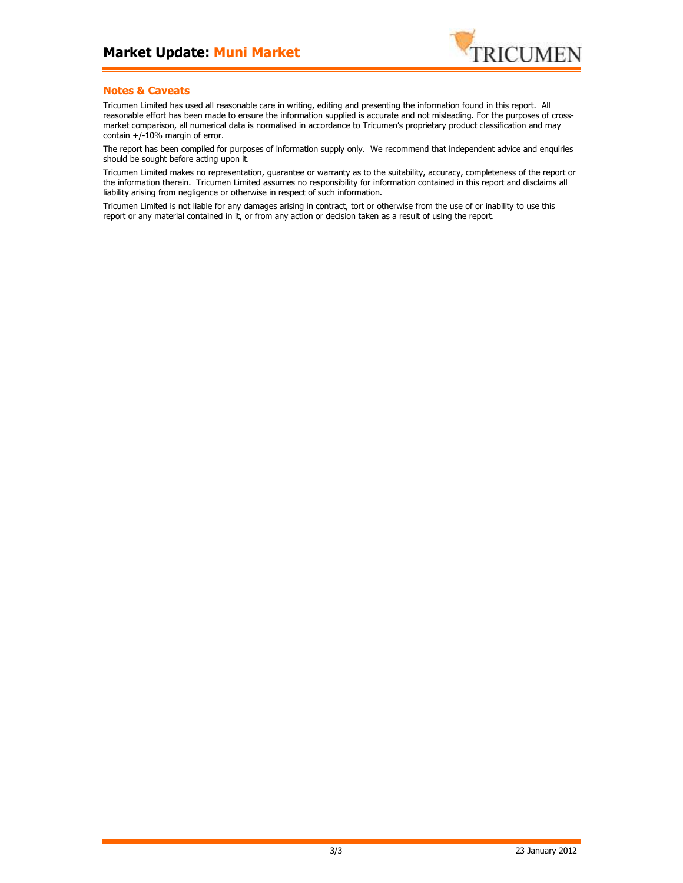## Notes & Caveats

Tricumen Limited has used all reasonable care in writing, editing and presenting the information found in this report. All reasonable effort has been made to ensure the information supplied is accurate and not misleading. For the purposes of cross-market comparison, all numerical data is normalised in accordance to Tricumen's proprietary product classification and may contain +/-10% margin of error.

The report has been compiled for purposes of information supply only. We recommend that independent advice and enquiries should be sought before acting upon it.

Tricumen Limited makes no representation, guarantee or warranty as to the suitability, accuracy, completeness of the report or the information therein. Tricumen Limited assumes no responsibility for information contained in this report and disclaims all liability arising from negligence or otherwise in respect of such information.

Tricumen Limited is not liable for any damages arising in contract, tort or otherwise from the use of or inability to use this report or any material contained in it, or from any action or decision taken as a result of using the report.